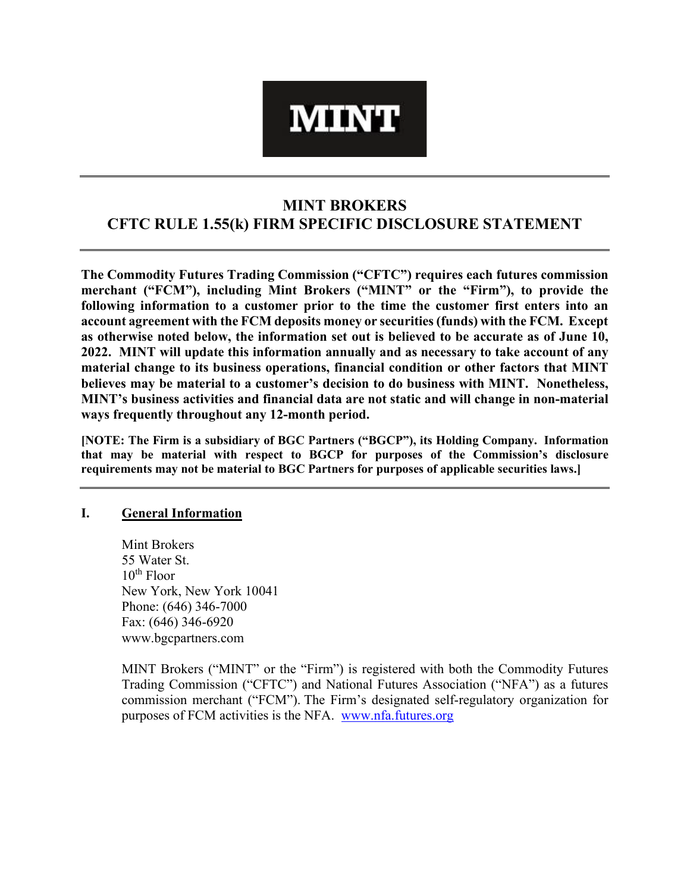MINT

# MINT BROKERS
# CFTC RULE 1.55(k) FIRM SPECIFIC DISCLOSURE STATEMENT

**The Commodity Futures Trading Commission ("CFTC") requires each futures commission merchant ("FCM"), including Mint Brokers ("MINT" or the "Firm"), to provide the following information to a customer prior to the time the customer first enters into an account agreement with the FCM deposits money or securities (funds) with the FCM. Except as otherwise noted below, the information set out is believed to be accurate as of June 10, 2022. MINT will update this information annually and as necessary to take account of any material change to its business operations, financial condition or other factors that MINT believes may be material to a customer's decision to do business with MINT. Nonetheless, MINT's business activities and financial data are not static and will change in non-material ways frequently throughout any 12-month period.**

**[NOTE: The Firm is a subsidiary of BGC Partners ("BGCP"), its Holding Company. Information that may be material with respect to BGCP for purposes of the Commission's disclosure requirements may not be material to BGC Partners for purposes of applicable securities laws.]**

## I. General Information

Mint Brokers
55 Water St.
10th Floor
New York, New York 10041
Phone: (646) 346-7000
Fax: (646) 346-6920
www.bgcpartners.com

MINT Brokers ("MINT" or the "Firm") is registered with both the Commodity Futures Trading Commission ("CFTC") and National Futures Association ("NFA") as a futures commission merchant ("FCM"). The Firm's designated self-regulatory organization for purposes of FCM activities is the NFA. www.nfa.futures.org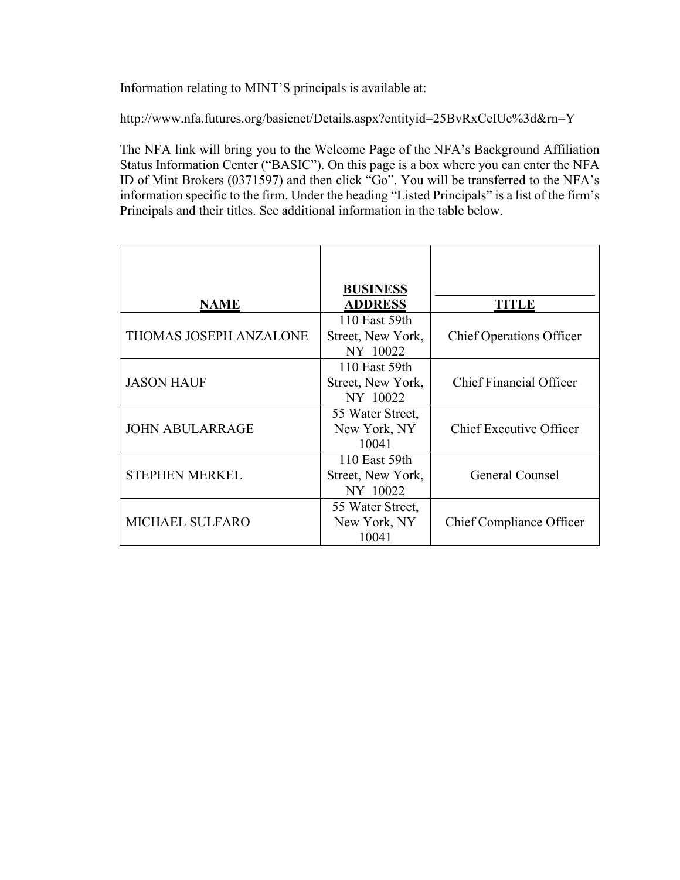Information relating to MINT'S principals is available at:

http://www.nfa.futures.org/basicnet/Details.aspx?entityid=25BvRxCeIUc%3d&rn=Y

The NFA link will bring you to the Welcome Page of the NFA's Background Affiliation Status Information Center ("BASIC"). On this page is a box where you can enter the NFA ID of Mint Brokers (0371597) and then click "Go". You will be transferred to the NFA's information specific to the firm. Under the heading "Listed Principals" is a list of the firm's Principals and their titles. See additional information in the table below.

| NAME | BUSINESS ADDRESS | TITLE |
|---|---|---|
| THOMAS JOSEPH ANZALONE | 110 East 59th Street, New York, NY 10022 | Chief Operations Officer |
| JASON HAUF | 110 East 59th Street, New York, NY 10022 | Chief Financial Officer |
| JOHN ABULARRAGE | 55 Water Street, New York, NY 10041 | Chief Executive Officer |
| STEPHEN MERKEL | 110 East 59th Street, New York, NY 10022 | General Counsel |
| MICHAEL SULFARO | 55 Water Street, New York, NY 10041 | Chief Compliance Officer |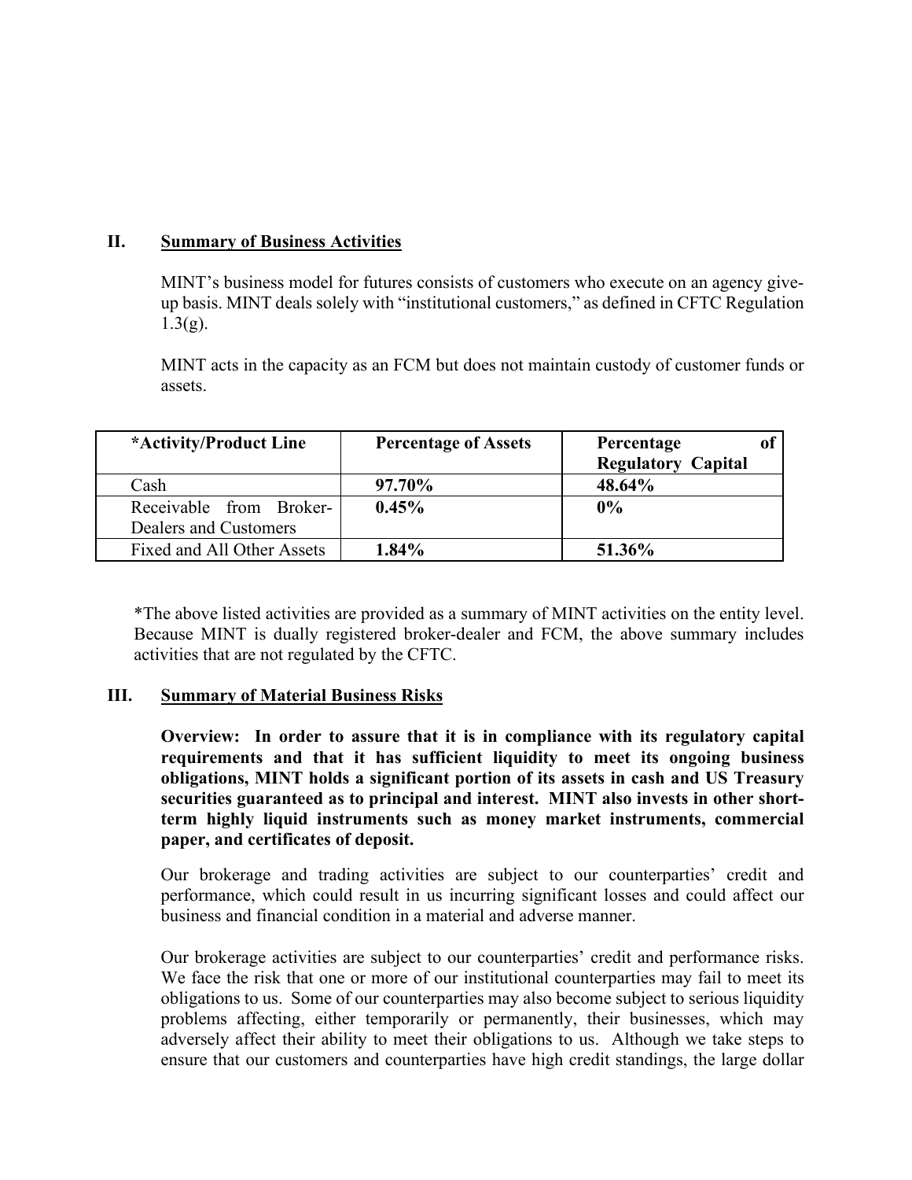## II. Summary of Business Activities

MINT's business model for futures consists of customers who execute on an agency give-up basis. MINT deals solely with "institutional customers," as defined in CFTC Regulation 1.3(g).

MINT acts in the capacity as an FCM but does not maintain custody of customer funds or assets.

| *Activity/Product Line | Percentage of Assets | Percentage of Regulatory Capital |
|---|---|---|
| Cash | **97.70%** | **48.64%** |
| Receivable from Broker-Dealers and Customers | **0.45%** | **0%** |
| Fixed and All Other Assets | **1.84%** | **51.36%** |

*The above listed activities are provided as a summary of MINT activities on the entity level. Because MINT is dually registered broker-dealer and FCM, the above summary includes activities that are not regulated by the CFTC.

## III. Summary of Material Business Risks

**Overview: In order to assure that it is in compliance with its regulatory capital requirements and that it has sufficient liquidity to meet its ongoing business obligations, MINT holds a significant portion of its assets in cash and US Treasury securities guaranteed as to principal and interest. MINT also invests in other short-term highly liquid instruments such as money market instruments, commercial paper, and certificates of deposit.**

Our brokerage and trading activities are subject to our counterparties' credit and performance, which could result in us incurring significant losses and could affect our business and financial condition in a material and adverse manner.

Our brokerage activities are subject to our counterparties' credit and performance risks. We face the risk that one or more of our institutional counterparties may fail to meet its obligations to us. Some of our counterparties may also become subject to serious liquidity problems affecting, either temporarily or permanently, their businesses, which may adversely affect their ability to meet their obligations to us. Although we take steps to ensure that our customers and counterparties have high credit standings, the large dollar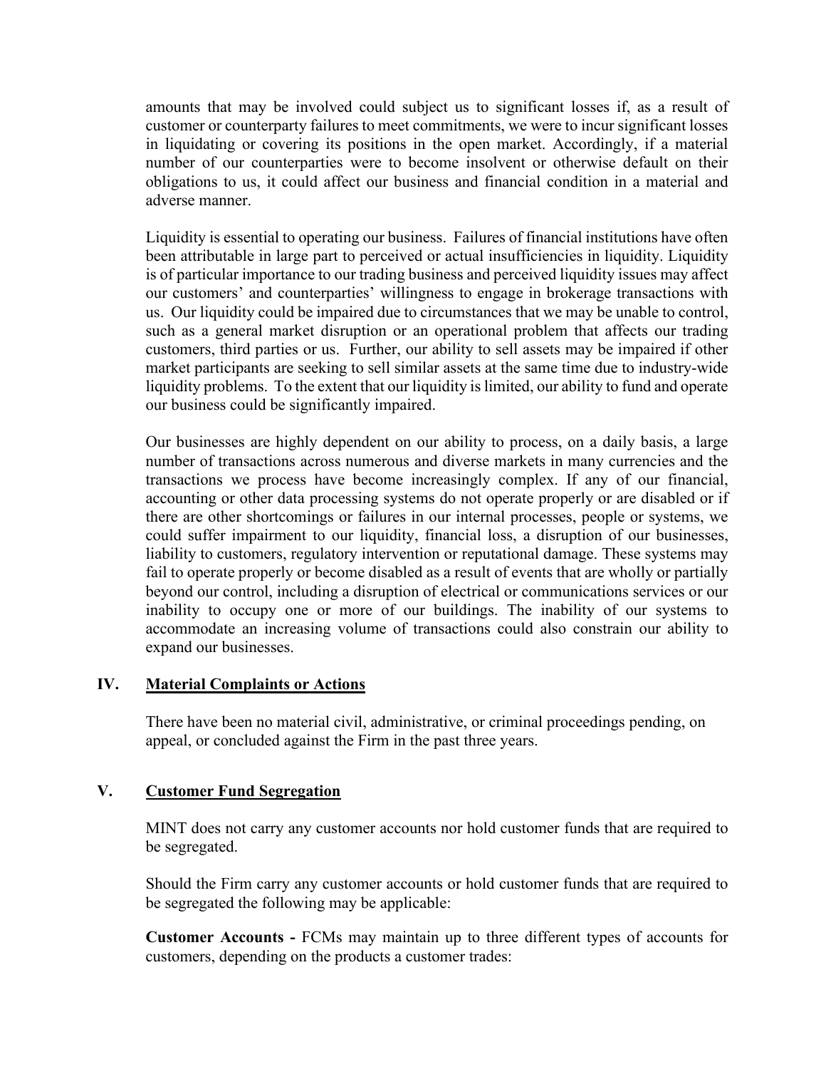amounts that may be involved could subject us to significant losses if, as a result of customer or counterparty failures to meet commitments, we were to incur significant losses in liquidating or covering its positions in the open market. Accordingly, if a material number of our counterparties were to become insolvent or otherwise default on their obligations to us, it could affect our business and financial condition in a material and adverse manner.

Liquidity is essential to operating our business. Failures of financial institutions have often been attributable in large part to perceived or actual insufficiencies in liquidity. Liquidity is of particular importance to our trading business and perceived liquidity issues may affect our customers' and counterparties' willingness to engage in brokerage transactions with us. Our liquidity could be impaired due to circumstances that we may be unable to control, such as a general market disruption or an operational problem that affects our trading customers, third parties or us. Further, our ability to sell assets may be impaired if other market participants are seeking to sell similar assets at the same time due to industry-wide liquidity problems. To the extent that our liquidity is limited, our ability to fund and operate our business could be significantly impaired.

Our businesses are highly dependent on our ability to process, on a daily basis, a large number of transactions across numerous and diverse markets in many currencies and the transactions we process have become increasingly complex. If any of our financial, accounting or other data processing systems do not operate properly or are disabled or if there are other shortcomings or failures in our internal processes, people or systems, we could suffer impairment to our liquidity, financial loss, a disruption of our businesses, liability to customers, regulatory intervention or reputational damage. These systems may fail to operate properly or become disabled as a result of events that are wholly or partially beyond our control, including a disruption of electrical or communications services or our inability to occupy one or more of our buildings. The inability of our systems to accommodate an increasing volume of transactions could also constrain our ability to expand our businesses.

## IV. Material Complaints or Actions

There have been no material civil, administrative, or criminal proceedings pending, on appeal, or concluded against the Firm in the past three years.

## V. Customer Fund Segregation

MINT does not carry any customer accounts nor hold customer funds that are required to be segregated.

Should the Firm carry any customer accounts or hold customer funds that are required to be segregated the following may be applicable:

**Customer Accounts -** FCMs may maintain up to three different types of accounts for customers, depending on the products a customer trades: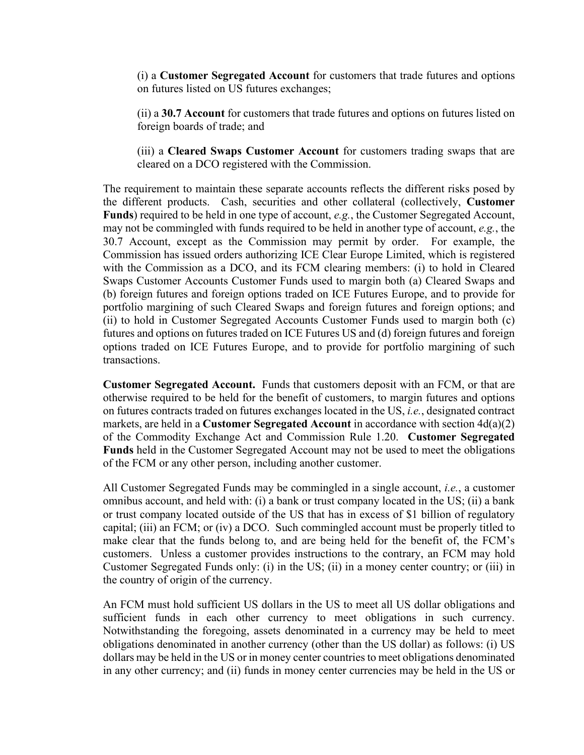(i) a **Customer Segregated Account** for customers that trade futures and options on futures listed on US futures exchanges;

(ii) a **30.7 Account** for customers that trade futures and options on futures listed on foreign boards of trade; and

(iii) a **Cleared Swaps Customer Account** for customers trading swaps that are cleared on a DCO registered with the Commission.

The requirement to maintain these separate accounts reflects the different risks posed by the different products. Cash, securities and other collateral (collectively, **Customer Funds**) required to be held in one type of account, *e.g.*, the Customer Segregated Account, may not be commingled with funds required to be held in another type of account, *e.g.*, the 30.7 Account, except as the Commission may permit by order. For example, the Commission has issued orders authorizing ICE Clear Europe Limited, which is registered with the Commission as a DCO, and its FCM clearing members: (i) to hold in Cleared Swaps Customer Accounts Customer Funds used to margin both (a) Cleared Swaps and (b) foreign futures and foreign options traded on ICE Futures Europe, and to provide for portfolio margining of such Cleared Swaps and foreign futures and foreign options; and (ii) to hold in Customer Segregated Accounts Customer Funds used to margin both (c) futures and options on futures traded on ICE Futures US and (d) foreign futures and foreign options traded on ICE Futures Europe, and to provide for portfolio margining of such transactions.

**Customer Segregated Account.** Funds that customers deposit with an FCM, or that are otherwise required to be held for the benefit of customers, to margin futures and options on futures contracts traded on futures exchanges located in the US, *i.e.*, designated contract markets, are held in a **Customer Segregated Account** in accordance with section 4d(a)(2) of the Commodity Exchange Act and Commission Rule 1.20. **Customer Segregated Funds** held in the Customer Segregated Account may not be used to meet the obligations of the FCM or any other person, including another customer.

All Customer Segregated Funds may be commingled in a single account, *i.e.*, a customer omnibus account, and held with: (i) a bank or trust company located in the US; (ii) a bank or trust company located outside of the US that has in excess of $1 billion of regulatory capital; (iii) an FCM; or (iv) a DCO. Such commingled account must be properly titled to make clear that the funds belong to, and are being held for the benefit of, the FCM's customers. Unless a customer provides instructions to the contrary, an FCM may hold Customer Segregated Funds only: (i) in the US; (ii) in a money center country; or (iii) in the country of origin of the currency.

An FCM must hold sufficient US dollars in the US to meet all US dollar obligations and sufficient funds in each other currency to meet obligations in such currency. Notwithstanding the foregoing, assets denominated in a currency may be held to meet obligations denominated in another currency (other than the US dollar) as follows: (i) US dollars may be held in the US or in money center countries to meet obligations denominated in any other currency; and (ii) funds in money center currencies may be held in the US or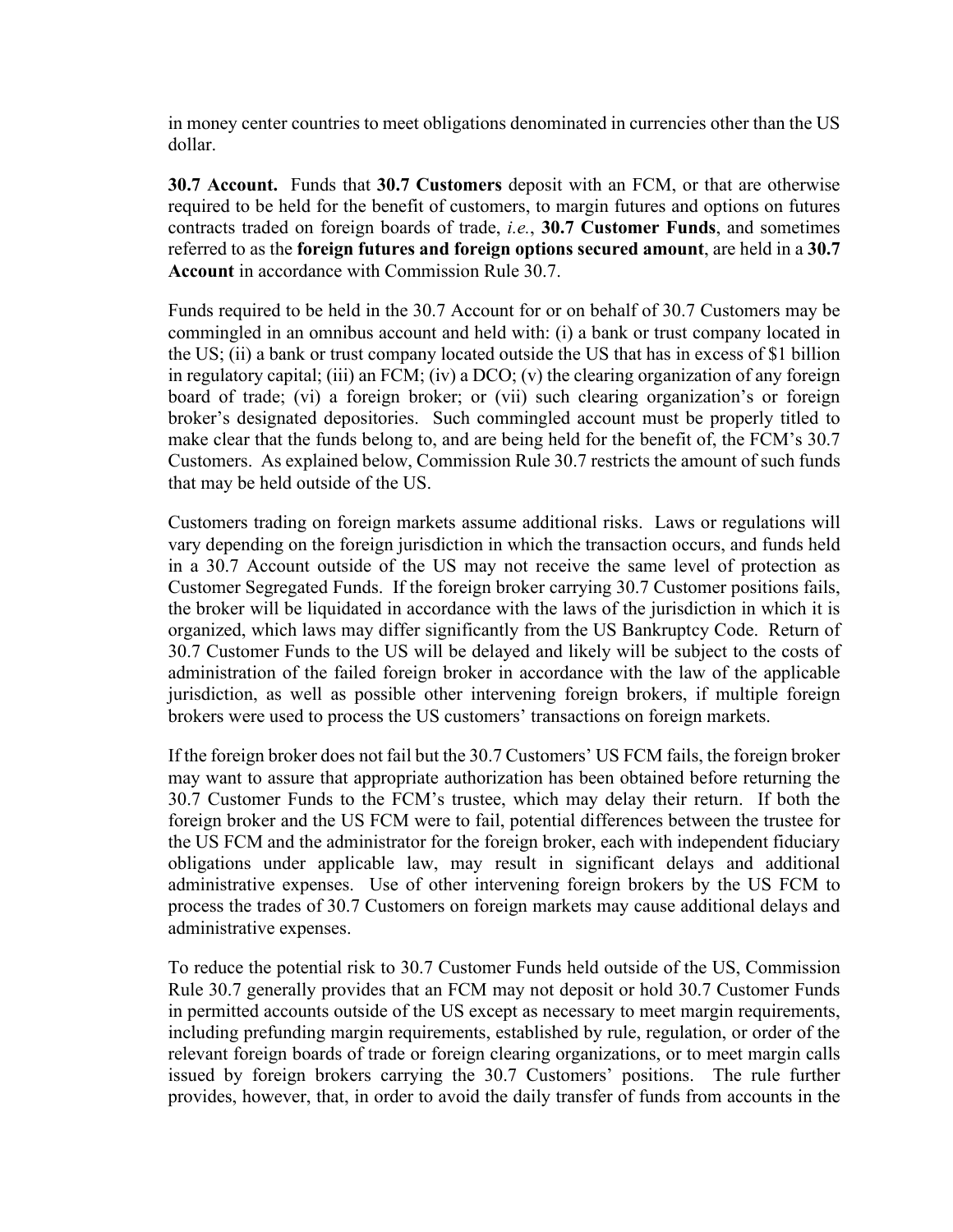in money center countries to meet obligations denominated in currencies other than the US dollar.

**30.7 Account.** Funds that **30.7 Customers** deposit with an FCM, or that are otherwise required to be held for the benefit of customers, to margin futures and options on futures contracts traded on foreign boards of trade, *i.e.*, **30.7 Customer Funds**, and sometimes referred to as the **foreign futures and foreign options secured amount**, are held in a **30.7 Account** in accordance with Commission Rule 30.7.

Funds required to be held in the 30.7 Account for or on behalf of 30.7 Customers may be commingled in an omnibus account and held with: (i) a bank or trust company located in the US; (ii) a bank or trust company located outside the US that has in excess of $1 billion in regulatory capital; (iii) an FCM; (iv) a DCO; (v) the clearing organization of any foreign board of trade; (vi) a foreign broker; or (vii) such clearing organization's or foreign broker's designated depositories. Such commingled account must be properly titled to make clear that the funds belong to, and are being held for the benefit of, the FCM's 30.7 Customers. As explained below, Commission Rule 30.7 restricts the amount of such funds that may be held outside of the US.

Customers trading on foreign markets assume additional risks. Laws or regulations will vary depending on the foreign jurisdiction in which the transaction occurs, and funds held in a 30.7 Account outside of the US may not receive the same level of protection as Customer Segregated Funds. If the foreign broker carrying 30.7 Customer positions fails, the broker will be liquidated in accordance with the laws of the jurisdiction in which it is organized, which laws may differ significantly from the US Bankruptcy Code. Return of 30.7 Customer Funds to the US will be delayed and likely will be subject to the costs of administration of the failed foreign broker in accordance with the law of the applicable jurisdiction, as well as possible other intervening foreign brokers, if multiple foreign brokers were used to process the US customers' transactions on foreign markets.

If the foreign broker does not fail but the 30.7 Customers' US FCM fails, the foreign broker may want to assure that appropriate authorization has been obtained before returning the 30.7 Customer Funds to the FCM's trustee, which may delay their return. If both the foreign broker and the US FCM were to fail, potential differences between the trustee for the US FCM and the administrator for the foreign broker, each with independent fiduciary obligations under applicable law, may result in significant delays and additional administrative expenses. Use of other intervening foreign brokers by the US FCM to process the trades of 30.7 Customers on foreign markets may cause additional delays and administrative expenses.

To reduce the potential risk to 30.7 Customer Funds held outside of the US, Commission Rule 30.7 generally provides that an FCM may not deposit or hold 30.7 Customer Funds in permitted accounts outside of the US except as necessary to meet margin requirements, including prefunding margin requirements, established by rule, regulation, or order of the relevant foreign boards of trade or foreign clearing organizations, or to meet margin calls issued by foreign brokers carrying the 30.7 Customers' positions. The rule further provides, however, that, in order to avoid the daily transfer of funds from accounts in the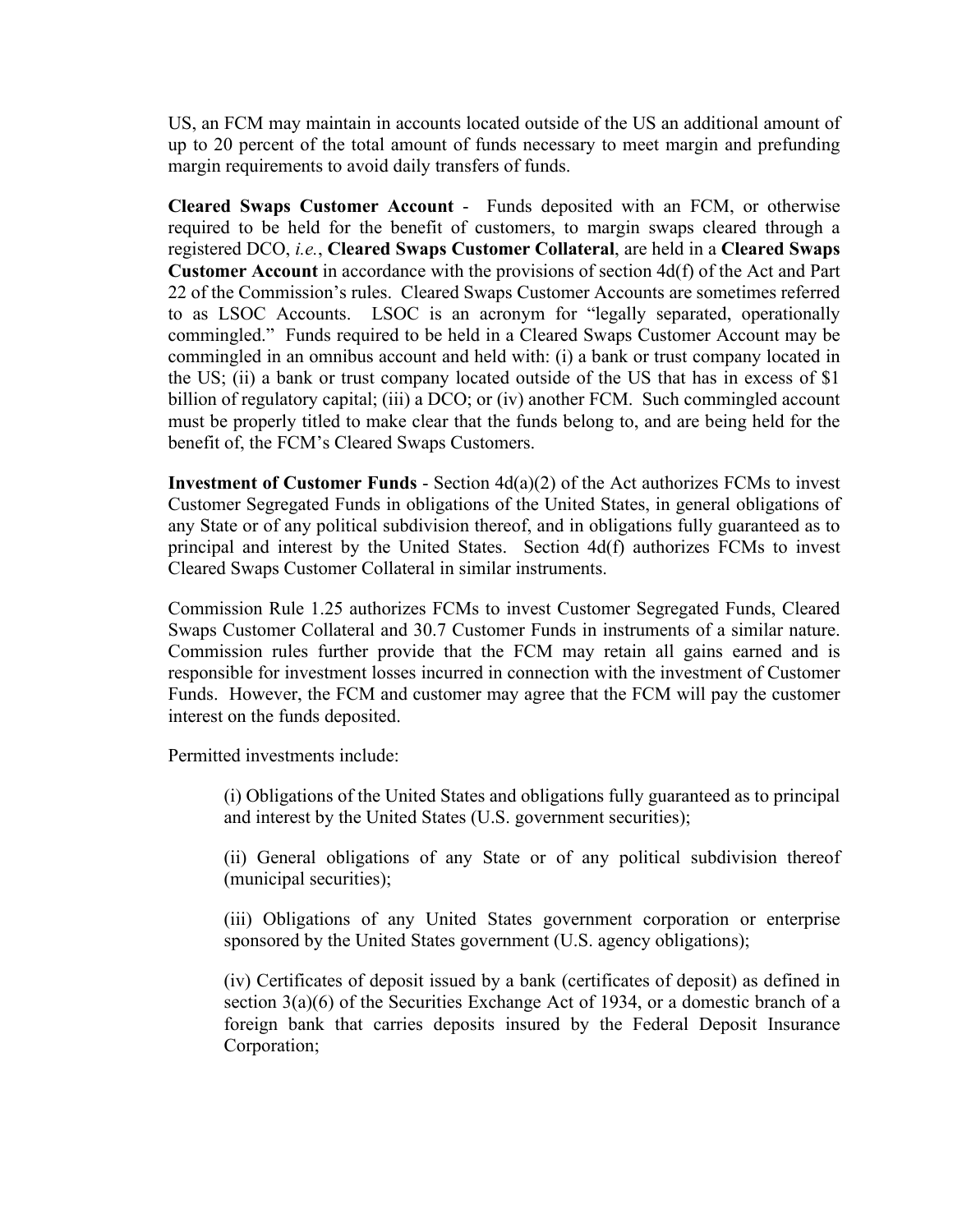US, an FCM may maintain in accounts located outside of the US an additional amount of up to 20 percent of the total amount of funds necessary to meet margin and prefunding margin requirements to avoid daily transfers of funds.

**Cleared Swaps Customer Account** - Funds deposited with an FCM, or otherwise required to be held for the benefit of customers, to margin swaps cleared through a registered DCO, *i.e.*, **Cleared Swaps Customer Collateral**, are held in a **Cleared Swaps Customer Account** in accordance with the provisions of section 4d(f) of the Act and Part 22 of the Commission's rules. Cleared Swaps Customer Accounts are sometimes referred to as LSOC Accounts. LSOC is an acronym for "legally separated, operationally commingled." Funds required to be held in a Cleared Swaps Customer Account may be commingled in an omnibus account and held with: (i) a bank or trust company located in the US; (ii) a bank or trust company located outside of the US that has in excess of $1 billion of regulatory capital; (iii) a DCO; or (iv) another FCM. Such commingled account must be properly titled to make clear that the funds belong to, and are being held for the benefit of, the FCM's Cleared Swaps Customers.

**Investment of Customer Funds** - Section 4d(a)(2) of the Act authorizes FCMs to invest Customer Segregated Funds in obligations of the United States, in general obligations of any State or of any political subdivision thereof, and in obligations fully guaranteed as to principal and interest by the United States. Section 4d(f) authorizes FCMs to invest Cleared Swaps Customer Collateral in similar instruments.

Commission Rule 1.25 authorizes FCMs to invest Customer Segregated Funds, Cleared Swaps Customer Collateral and 30.7 Customer Funds in instruments of a similar nature. Commission rules further provide that the FCM may retain all gains earned and is responsible for investment losses incurred in connection with the investment of Customer Funds. However, the FCM and customer may agree that the FCM will pay the customer interest on the funds deposited.

Permitted investments include:

> (i) Obligations of the United States and obligations fully guaranteed as to principal and interest by the United States (U.S. government securities);
>
> (ii) General obligations of any State or of any political subdivision thereof (municipal securities);
>
> (iii) Obligations of any United States government corporation or enterprise sponsored by the United States government (U.S. agency obligations);
>
> (iv) Certificates of deposit issued by a bank (certificates of deposit) as defined in section 3(a)(6) of the Securities Exchange Act of 1934, or a domestic branch of a foreign bank that carries deposits insured by the Federal Deposit Insurance Corporation;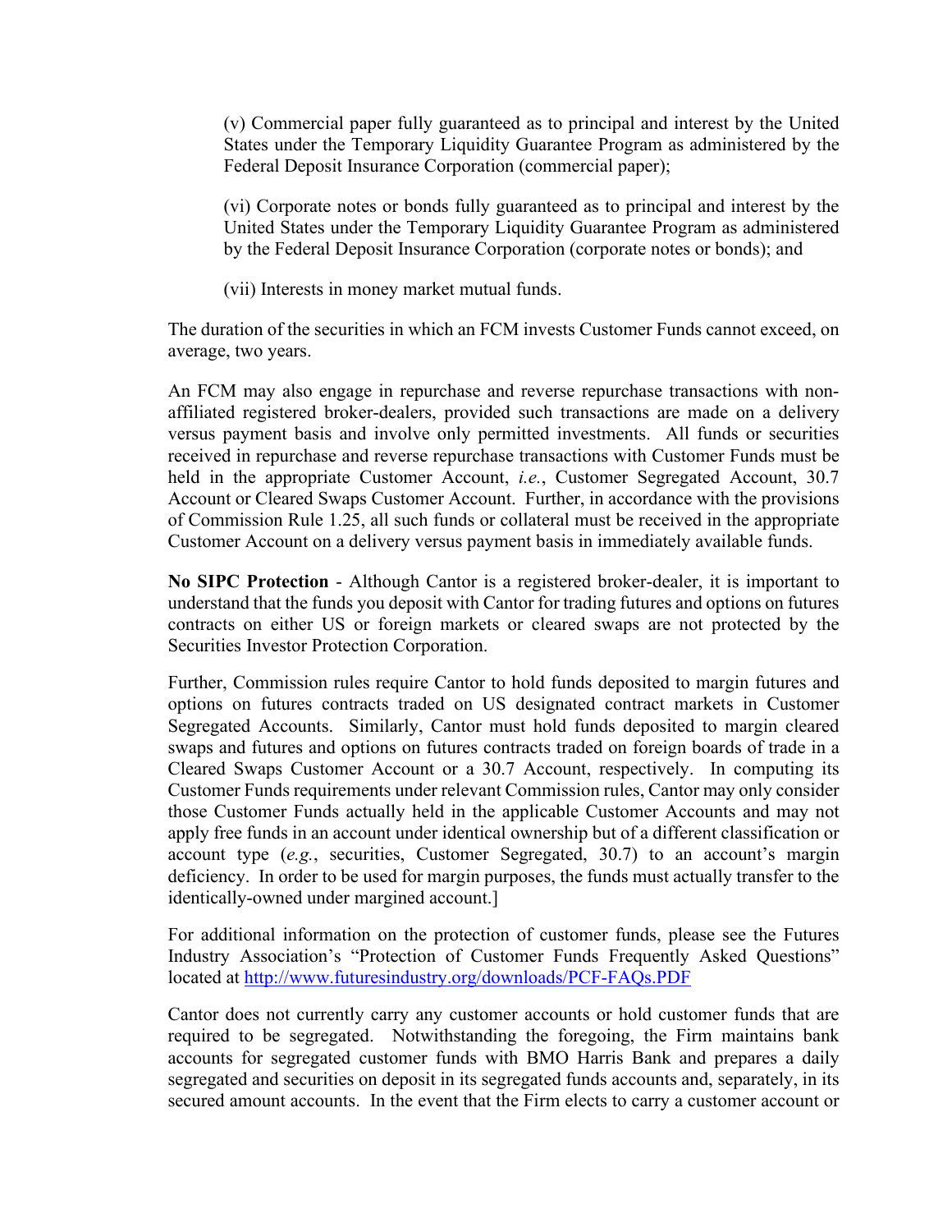(v) Commercial paper fully guaranteed as to principal and interest by the United States under the Temporary Liquidity Guarantee Program as administered by the Federal Deposit Insurance Corporation (commercial paper);

(vi) Corporate notes or bonds fully guaranteed as to principal and interest by the United States under the Temporary Liquidity Guarantee Program as administered by the Federal Deposit Insurance Corporation (corporate notes or bonds); and

(vii) Interests in money market mutual funds.

The duration of the securities in which an FCM invests Customer Funds cannot exceed, on average, two years.

An FCM may also engage in repurchase and reverse repurchase transactions with non-affiliated registered broker-dealers, provided such transactions are made on a delivery versus payment basis and involve only permitted investments. All funds or securities received in repurchase and reverse repurchase transactions with Customer Funds must be held in the appropriate Customer Account, *i.e.*, Customer Segregated Account, 30.7 Account or Cleared Swaps Customer Account. Further, in accordance with the provisions of Commission Rule 1.25, all such funds or collateral must be received in the appropriate Customer Account on a delivery versus payment basis in immediately available funds.

**No SIPC Protection** - Although Cantor is a registered broker-dealer, it is important to understand that the funds you deposit with Cantor for trading futures and options on futures contracts on either US or foreign markets or cleared swaps are not protected by the Securities Investor Protection Corporation.

Further, Commission rules require Cantor to hold funds deposited to margin futures and options on futures contracts traded on US designated contract markets in Customer Segregated Accounts. Similarly, Cantor must hold funds deposited to margin cleared swaps and futures and options on futures contracts traded on foreign boards of trade in a Cleared Swaps Customer Account or a 30.7 Account, respectively. In computing its Customer Funds requirements under relevant Commission rules, Cantor may only consider those Customer Funds actually held in the applicable Customer Accounts and may not apply free funds in an account under identical ownership but of a different classification or account type (*e.g.*, securities, Customer Segregated, 30.7) to an account's margin deficiency. In order to be used for margin purposes, the funds must actually transfer to the identically-owned under margined account.]

For additional information on the protection of customer funds, please see the Futures Industry Association's "Protection of Customer Funds Frequently Asked Questions" located at [http://www.futuresindustry.org/downloads/PCF-FAQs.PDF](http://www.futuresindustry.org/downloads/PCF-FAQs.PDF)

Cantor does not currently carry any customer accounts or hold customer funds that are required to be segregated. Notwithstanding the foregoing, the Firm maintains bank accounts for segregated customer funds with BMO Harris Bank and prepares a daily segregated and securities on deposit in its segregated funds accounts and, separately, in its secured amount accounts. In the event that the Firm elects to carry a customer account or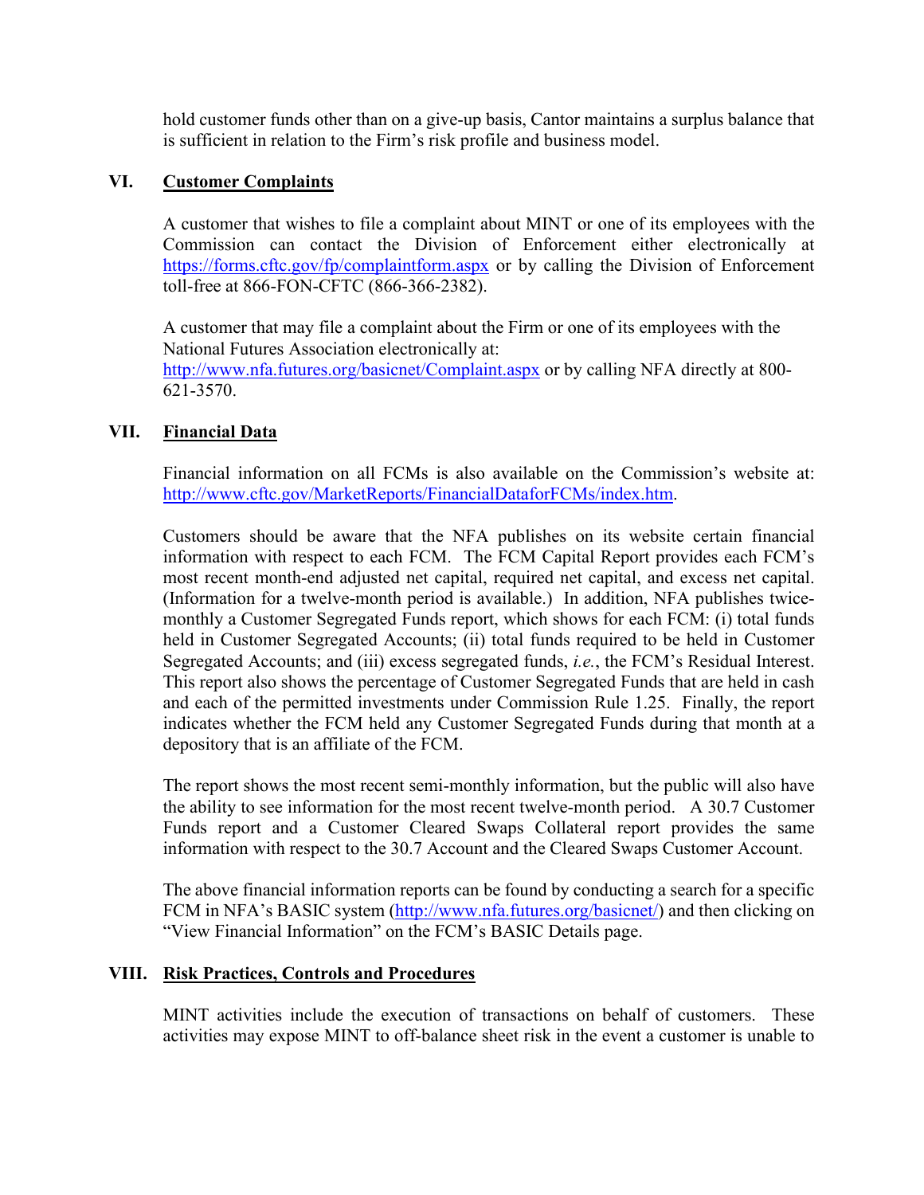hold customer funds other than on a give-up basis, Cantor maintains a surplus balance that is sufficient in relation to the Firm's risk profile and business model.

## VI. Customer Complaints

A customer that wishes to file a complaint about MINT or one of its employees with the Commission can contact the Division of Enforcement either electronically at https://forms.cftc.gov/fp/complaintform.aspx or by calling the Division of Enforcement toll-free at 866-FON-CFTC (866-366-2382).

A customer that may file a complaint about the Firm or one of its employees with the National Futures Association electronically at: http://www.nfa.futures.org/basicnet/Complaint.aspx or by calling NFA directly at 800-621-3570.

## VII. Financial Data

Financial information on all FCMs is also available on the Commission's website at: http://www.cftc.gov/MarketReports/FinancialDataforFCMs/index.htm.

Customers should be aware that the NFA publishes on its website certain financial information with respect to each FCM. The FCM Capital Report provides each FCM's most recent month-end adjusted net capital, required net capital, and excess net capital. (Information for a twelve-month period is available.) In addition, NFA publishes twice-monthly a Customer Segregated Funds report, which shows for each FCM: (i) total funds held in Customer Segregated Accounts; (ii) total funds required to be held in Customer Segregated Accounts; and (iii) excess segregated funds, *i.e.*, the FCM's Residual Interest. This report also shows the percentage of Customer Segregated Funds that are held in cash and each of the permitted investments under Commission Rule 1.25. Finally, the report indicates whether the FCM held any Customer Segregated Funds during that month at a depository that is an affiliate of the FCM.

The report shows the most recent semi-monthly information, but the public will also have the ability to see information for the most recent twelve-month period. A 30.7 Customer Funds report and a Customer Cleared Swaps Collateral report provides the same information with respect to the 30.7 Account and the Cleared Swaps Customer Account.

The above financial information reports can be found by conducting a search for a specific FCM in NFA's BASIC system (http://www.nfa.futures.org/basicnet/) and then clicking on "View Financial Information" on the FCM's BASIC Details page.

## VIII. Risk Practices, Controls and Procedures

MINT activities include the execution of transactions on behalf of customers. These activities may expose MINT to off-balance sheet risk in the event a customer is unable to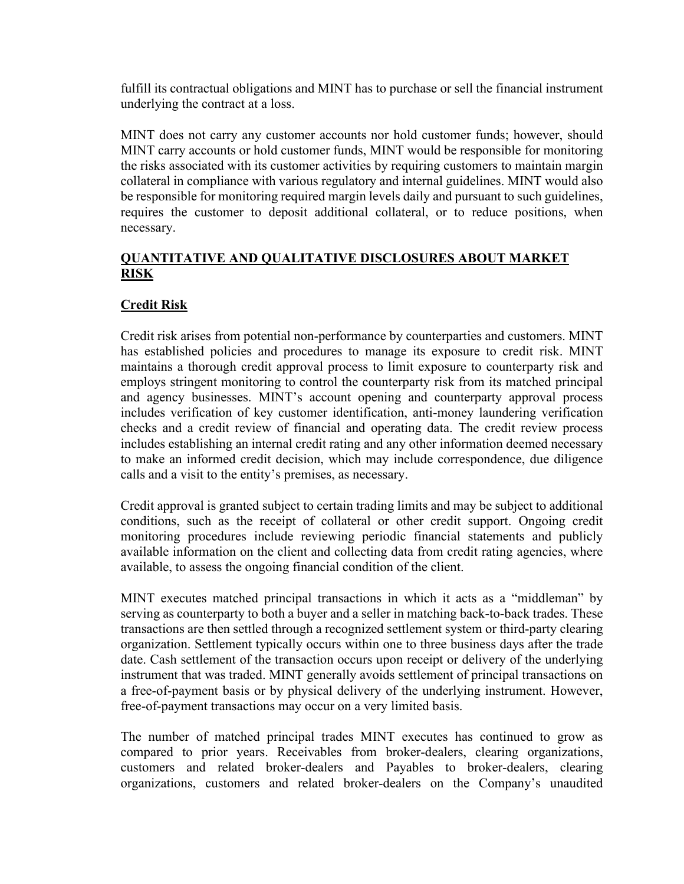fulfill its contractual obligations and MINT has to purchase or sell the financial instrument underlying the contract at a loss.

MINT does not carry any customer accounts nor hold customer funds; however, should MINT carry accounts or hold customer funds, MINT would be responsible for monitoring the risks associated with its customer activities by requiring customers to maintain margin collateral in compliance with various regulatory and internal guidelines. MINT would also be responsible for monitoring required margin levels daily and pursuant to such guidelines, requires the customer to deposit additional collateral, or to reduce positions, when necessary.

## QUANTITATIVE AND QUALITATIVE DISCLOSURES ABOUT MARKET RISK

### Credit Risk

Credit risk arises from potential non-performance by counterparties and customers. MINT has established policies and procedures to manage its exposure to credit risk. MINT maintains a thorough credit approval process to limit exposure to counterparty risk and employs stringent monitoring to control the counterparty risk from its matched principal and agency businesses. MINT's account opening and counterparty approval process includes verification of key customer identification, anti-money laundering verification checks and a credit review of financial and operating data. The credit review process includes establishing an internal credit rating and any other information deemed necessary to make an informed credit decision, which may include correspondence, due diligence calls and a visit to the entity's premises, as necessary.

Credit approval is granted subject to certain trading limits and may be subject to additional conditions, such as the receipt of collateral or other credit support. Ongoing credit monitoring procedures include reviewing periodic financial statements and publicly available information on the client and collecting data from credit rating agencies, where available, to assess the ongoing financial condition of the client.

MINT executes matched principal transactions in which it acts as a "middleman" by serving as counterparty to both a buyer and a seller in matching back-to-back trades. These transactions are then settled through a recognized settlement system or third-party clearing organization. Settlement typically occurs within one to three business days after the trade date. Cash settlement of the transaction occurs upon receipt or delivery of the underlying instrument that was traded. MINT generally avoids settlement of principal transactions on a free-of-payment basis or by physical delivery of the underlying instrument. However, free-of-payment transactions may occur on a very limited basis.

The number of matched principal trades MINT executes has continued to grow as compared to prior years. Receivables from broker-dealers, clearing organizations, customers and related broker-dealers and Payables to broker-dealers, clearing organizations, customers and related broker-dealers on the Company's unaudited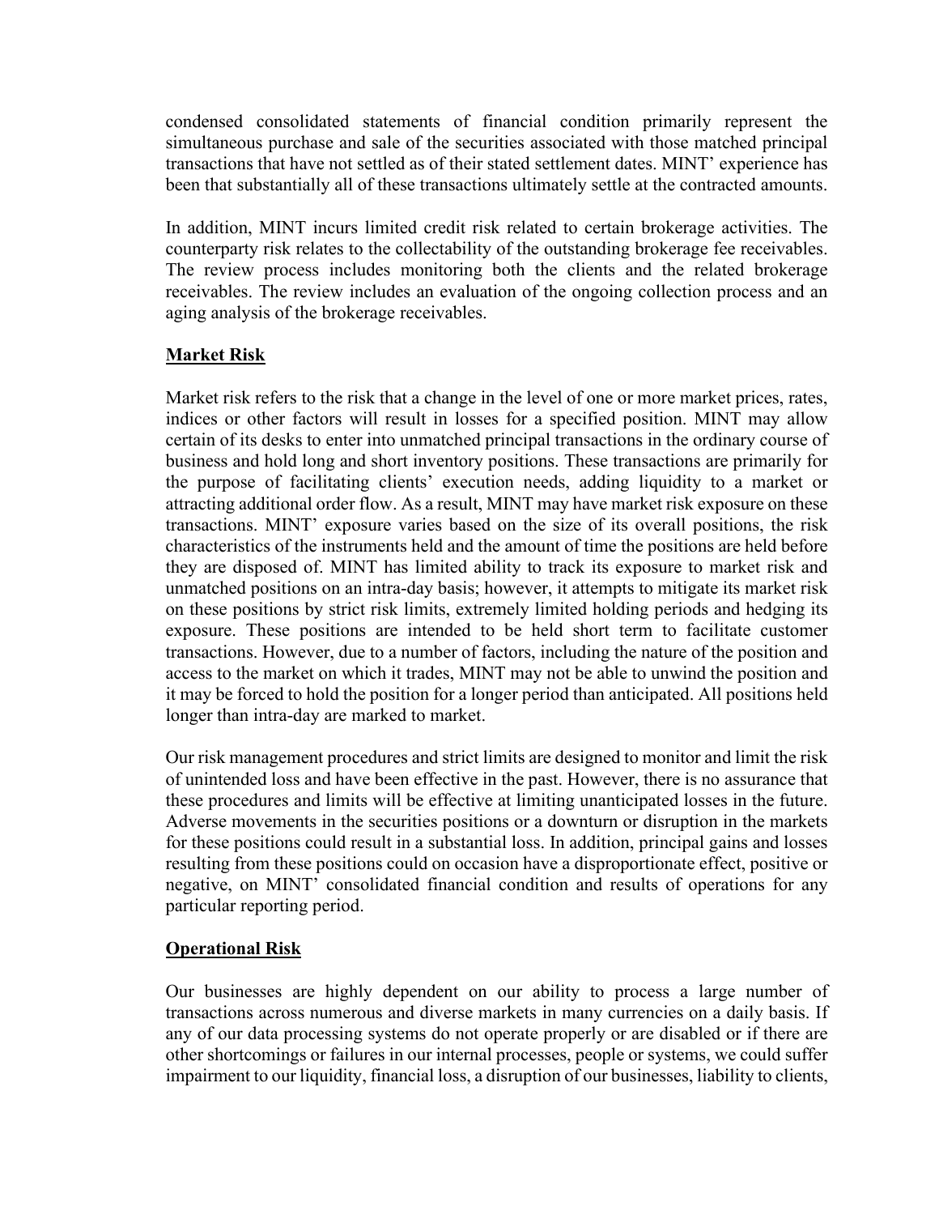condensed consolidated statements of financial condition primarily represent the simultaneous purchase and sale of the securities associated with those matched principal transactions that have not settled as of their stated settlement dates. MINT' experience has been that substantially all of these transactions ultimately settle at the contracted amounts.

In addition, MINT incurs limited credit risk related to certain brokerage activities. The counterparty risk relates to the collectability of the outstanding brokerage fee receivables. The review process includes monitoring both the clients and the related brokerage receivables. The review includes an evaluation of the ongoing collection process and an aging analysis of the brokerage receivables.

**Market Risk**

Market risk refers to the risk that a change in the level of one or more market prices, rates, indices or other factors will result in losses for a specified position. MINT may allow certain of its desks to enter into unmatched principal transactions in the ordinary course of business and hold long and short inventory positions. These transactions are primarily for the purpose of facilitating clients' execution needs, adding liquidity to a market or attracting additional order flow. As a result, MINT may have market risk exposure on these transactions. MINT' exposure varies based on the size of its overall positions, the risk characteristics of the instruments held and the amount of time the positions are held before they are disposed of. MINT has limited ability to track its exposure to market risk and unmatched positions on an intra-day basis; however, it attempts to mitigate its market risk on these positions by strict risk limits, extremely limited holding periods and hedging its exposure. These positions are intended to be held short term to facilitate customer transactions. However, due to a number of factors, including the nature of the position and access to the market on which it trades, MINT may not be able to unwind the position and it may be forced to hold the position for a longer period than anticipated. All positions held longer than intra-day are marked to market.

Our risk management procedures and strict limits are designed to monitor and limit the risk of unintended loss and have been effective in the past. However, there is no assurance that these procedures and limits will be effective at limiting unanticipated losses in the future. Adverse movements in the securities positions or a downturn or disruption in the markets for these positions could result in a substantial loss. In addition, principal gains and losses resulting from these positions could on occasion have a disproportionate effect, positive or negative, on MINT' consolidated financial condition and results of operations for any particular reporting period.

**Operational Risk**

Our businesses are highly dependent on our ability to process a large number of transactions across numerous and diverse markets in many currencies on a daily basis. If any of our data processing systems do not operate properly or are disabled or if there are other shortcomings or failures in our internal processes, people or systems, we could suffer impairment to our liquidity, financial loss, a disruption of our businesses, liability to clients,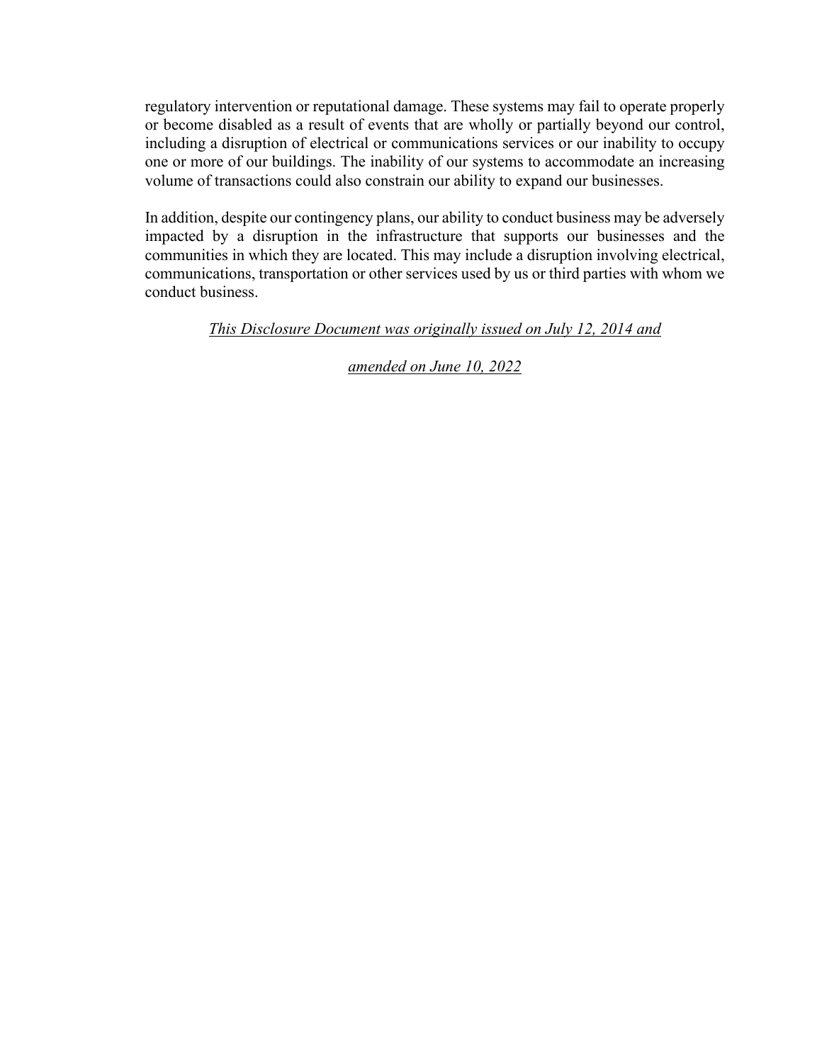regulatory intervention or reputational damage. These systems may fail to operate properly or become disabled as a result of events that are wholly or partially beyond our control, including a disruption of electrical or communications services or our inability to occupy one or more of our buildings. The inability of our systems to accommodate an increasing volume of transactions could also constrain our ability to expand our businesses.

In addition, despite our contingency plans, our ability to conduct business may be adversely impacted by a disruption in the infrastructure that supports our businesses and the communities in which they are located. This may include a disruption involving electrical, communications, transportation or other services used by us or third parties with whom we conduct business.

*This Disclosure Document was originally issued on July 12, 2014 and*

*amended on June 10, 2022*